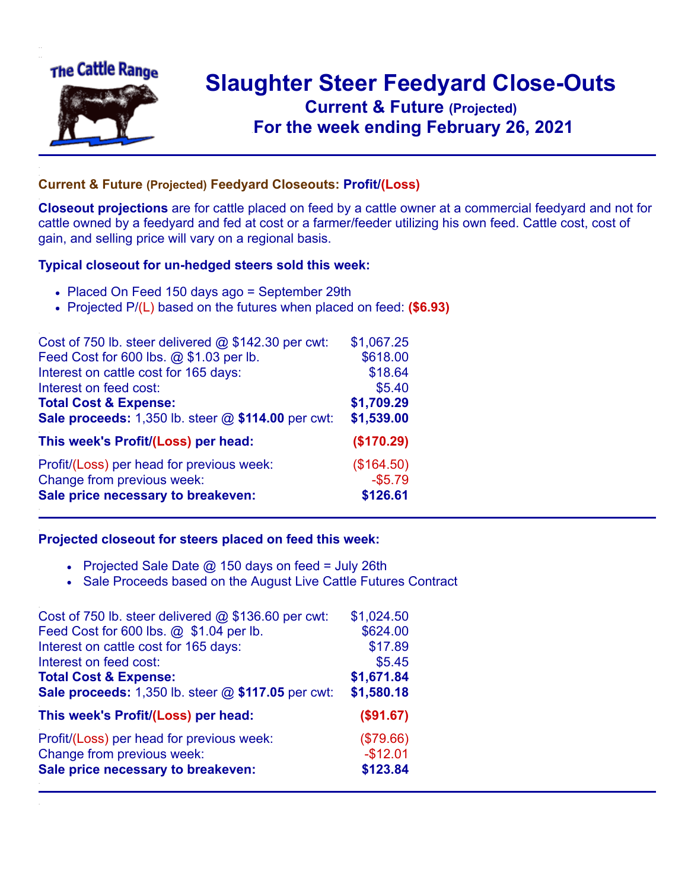# Slaughter Steer Feedyard Close-Outs

## Current & Future (Projected)

## For the week ending February 26, 2021

### Current & Future (Projected) Feedyard Closeouts: Profit/(Loss)

**Closeout projections** are for cattle placed on feed by a cattle owner at a commercial feedyard and not for cattle owned by a feedyard and fed at cost or a farmer/feeder utilizing his own feed. Cattle cost, cost of gain, and selling price will vary on a regional basis.

### Typical closeout for un-hedged steers sold this week:

- Placed On Feed 150 days ago = September 29th
- Projected P/(L) based on the futures when placed on feed: **($6.93)**

| | |
|---|---|
| Cost of 750 lb. steer delivered @ $142.30 per cwt: | $1,067.25 |
| Feed Cost for 600 lbs. @ $1.03 per lb. | $618.00 |
| Interest on cattle cost for 165 days: | $18.64 |
| Interest on feed cost: | $5.40 |
| **Total Cost & Expense:** | **$1,709.29** |
| **Sale proceeds:** 1,350 lb. steer @ **$114.00** per cwt: | **$1,539.00** |
| **This week's Profit/(Loss) per head:** | **($170.29)** |
| Profit/(Loss) per head for previous week: | ($164.50) |
| Change from previous week: | -$5.79 |
| **Sale price necessary to breakeven:** | **$126.61** |

### Projected closeout for steers placed on feed this week:

- Projected Sale Date @ 150 days on feed = July 26th
- Sale Proceeds based on the August Live Cattle Futures Contract

| | |
|---|---|
| Cost of 750 lb. steer delivered @ $136.60 per cwt: | $1,024.50 |
| Feed Cost for 600 lbs. @ $1.04 per lb. | $624.00 |
| Interest on cattle cost for 165 days: | $17.89 |
| Interest on feed cost: | $5.45 |
| **Total Cost & Expense:** | **$1,671.84** |
| **Sale proceeds:** 1,350 lb. steer @ **$117.05** per cwt: | **$1,580.18** |
| **This week's Profit/(Loss) per head:** | **($91.67)** |
| Profit/(Loss) per head for previous week: | ($79.66) |
| Change from previous week: | -$12.01 |
| **Sale price necessary to breakeven:** | **$123.84** |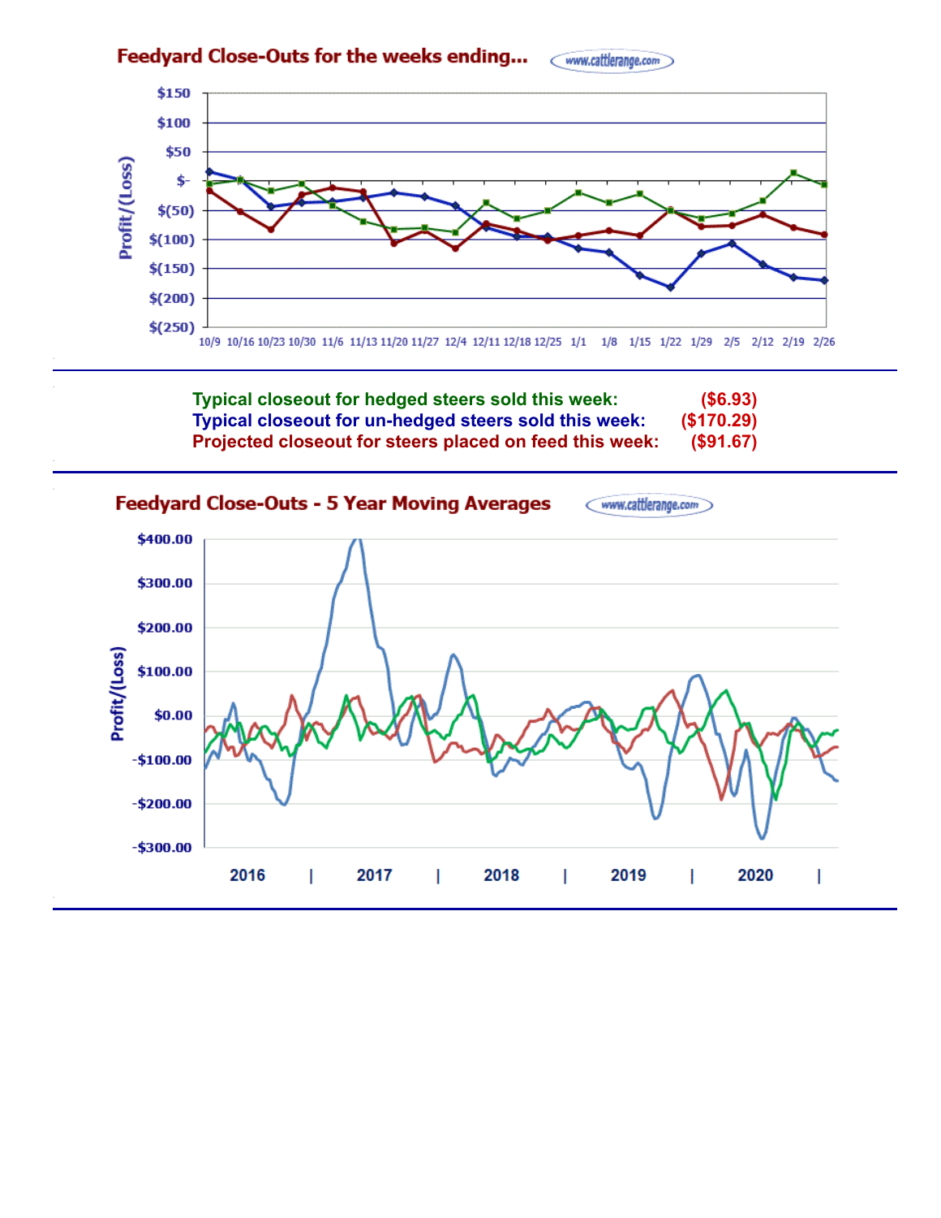## Feedyard Close-Outs for the weeks ending...

www.cattlerange.com

$150
$100
$50
$-
$(50)
$(100)
$(150)
$(200)
$(250)

Profit/(Loss)

10/9 10/16 10/23 10/30 11/6 11/13 11/20 11/27 12/4 12/11 12/18 12/25 1/1 1/8 1/15 1/22 1/29 2/5 2/12 2/19 2/26

---

**Typical closeout for hedged steers sold this week:** ($6.93)
**Typical closeout for un-hedged steers sold this week:** ($170.29)
**Projected closeout for steers placed on feed this week:** ($91.67)

---

## Feedyard Close-Outs - 5 Year Moving Averages

www.cattlerange.com

$400.00
$300.00
$200.00
$100.00
$0.00
-$100.00
-$200.00
-$300.00

Profit/(Loss)

2016 | 2017 | 2018 | 2019 | 2020 |